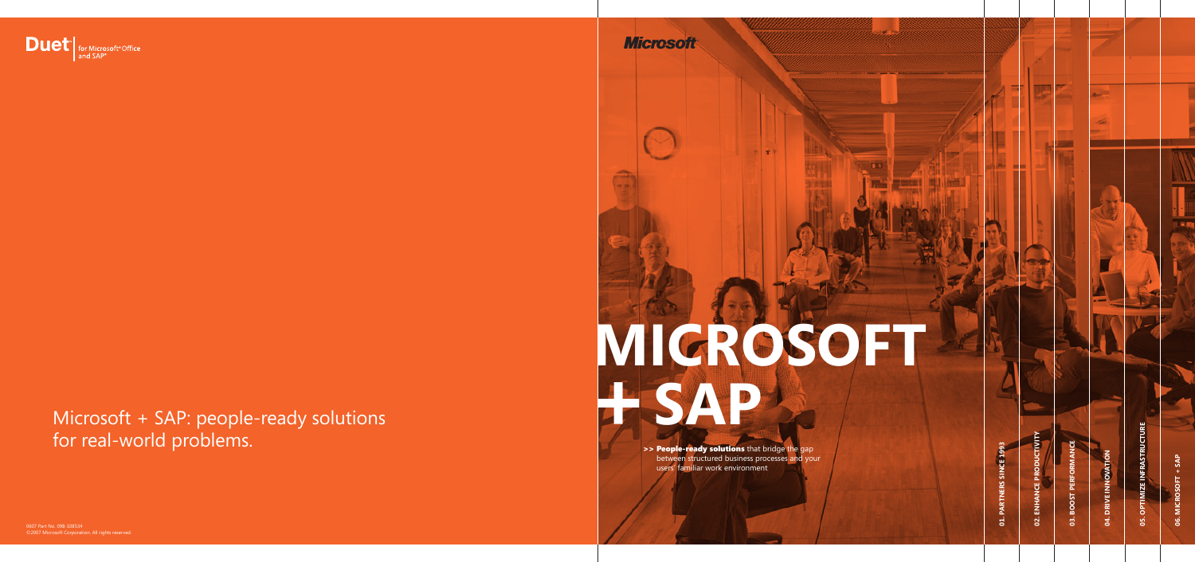Duet | for Microsoft® Office and SAP®

Microsoft + SAP: people-ready solutions for real-world problems.

0607 Part No. 098-108534
©2007 Microsoft Corporation. All rights reserved.

Microsoft

# MICROSOFT + SAP

>> **People-ready solutions** that bridge the gap between structured business processes and your users' familiar work environment

01. PARTNERS SINCE 1993

02. ENHANCE PRODUCTIVITY

03. BOOST PERFORMANCE

04. DRIVE INNOVATION

05. OPTIMIZE INFRASTRUCTURE

06. MICROSOFT + SAP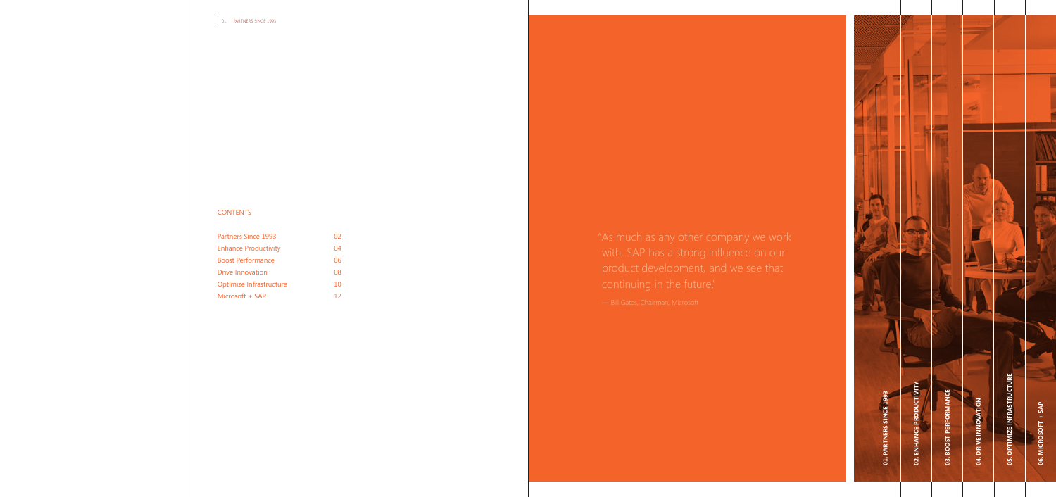## CONTENTS

| | |
|---|---|
| Partners Since 1993 | 02 |
| Enhance Productivity | 04 |
| Boost Performance | 06 |
| Drive Innovation | 08 |
| Optimize Infrastructure | 10 |
| Microsoft + SAP | 12 |

"As much as any other company we work with, SAP has a strong influence on our product development, and we see that continuing in the future."

— Bill Gates, Chairman, Microsoft

**01. PARTNERS SINCE 1993**

**02. ENHANCE PRODUCTIVITY**

**03. BOOST PERFORMANCE**

**04. DRIVE INNOVATION**

**05. OPTIMIZE INFRASTRUCTURE**

**06. MICROSOFT + SAP**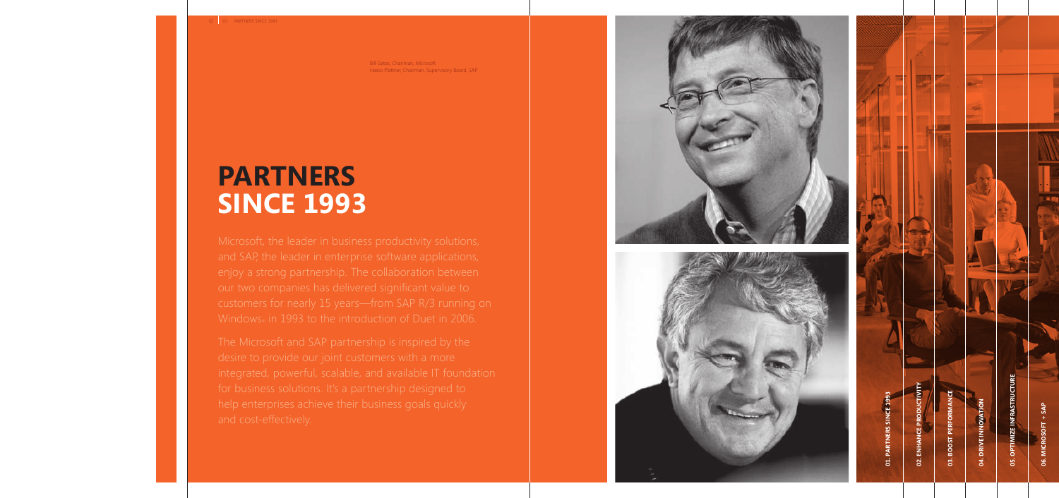Bill Gates, Chairman, Microsoft
Hasso Plattner, Chairman, Supervisory Board, SAP

# PARTNERS SINCE 1993

Microsoft, the leader in business productivity solutions, and SAP, the leader in enterprise software applications, enjoy a strong partnership. The collaboration between our two companies has delivered significant value to customers for nearly 15 years—from SAP R/3 running on Windows® in 1993 to the introduction of Duet in 2006.

The Microsoft and SAP partnership is inspired by the desire to provide our joint customers with a more integrated, powerful, scalable, and available IT foundation for business solutions. It's a partnership designed to help enterprises achieve their business goals quickly and cost-effectively.

01. PARTNERS SINCE 1993
02. ENHANCE PRODUCTIVITY
03. BOOST PERFORMANCE
04. DRIVE INNOVATION
05. OPTIMIZE INFRASTRUCTURE
06. MICROSOFT + SAP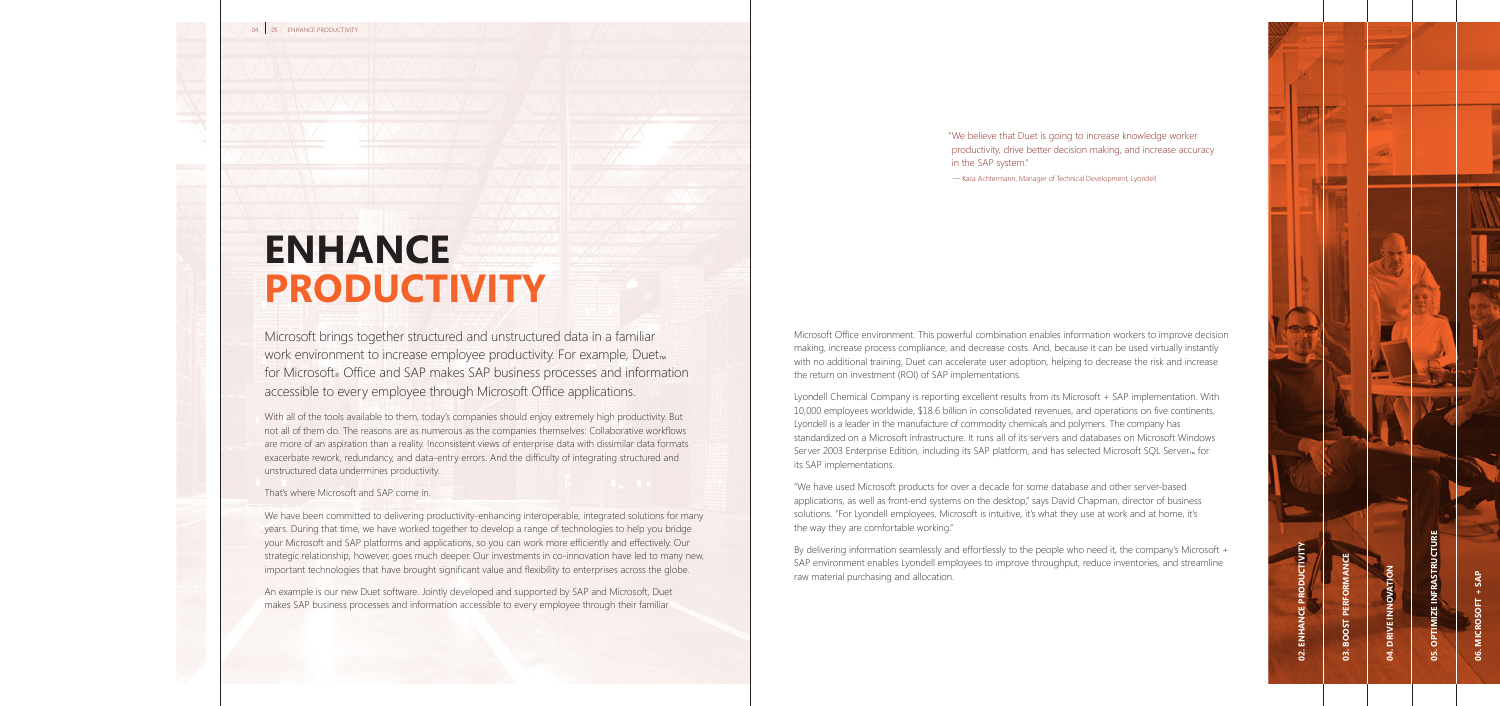# ENHANCE PRODUCTIVITY

Microsoft brings together structured and unstructured data in a familiar work environment to increase employee productivity. For example, Duet™ for Microsoft® Office and SAP makes SAP business processes and information accessible to every employee through Microsoft Office applications.

With all of the tools available to them, today's companies should enjoy extremely high productivity. But not all of them do. The reasons are as numerous as the companies themselves: Collaborative workflows are more of an aspiration than a reality. Inconsistent views of enterprise data with dissimilar data formats exacerbate rework, redundancy, and data-entry errors. And the difficulty of integrating structured and unstructured data undermines productivity.

That's where Microsoft and SAP come in.

We have been committed to delivering productivity-enhancing interoperable, integrated solutions for many years. During that time, we have worked together to develop a range of technologies to help you bridge your Microsoft and SAP platforms and applications, so you can work more efficiently and effectively. Our strategic relationship, however, goes much deeper. Our investments in co-innovation have led to many new, important technologies that have brought significant value and flexibility to enterprises across the globe.

An example is our new Duet software. Jointly developed and supported by SAP and Microsoft, Duet makes SAP business processes and information accessible to every employee through their familiar Microsoft Office environment. This powerful combination enables information workers to improve decision making, increase process compliance, and decrease costs. And, because it can be used virtually instantly with no additional training, Duet can accelerate user adoption, helping to decrease the risk and increase the return on investment (ROI) of SAP implementations.

Lyondell Chemical Company is reporting excellent results from its Microsoft + SAP implementation. With 10,000 employees worldwide, $18.6 billion in consolidated revenues, and operations on five continents, Lyondell is a leader in the manufacture of commodity chemicals and polymers. The company has standardized on a Microsoft infrastructure. It runs all of its servers and databases on Microsoft Windows Server 2003 Enterprise Edition, including its SAP platform, and has selected Microsoft SQL Server™ for its SAP implementations.

"We have used Microsoft products for over a decade for some database and other server-based applications, as well as front-end systems on the desktop," says David Chapman, director of business solutions. "For Lyondell employees, Microsoft is intuitive, it's what they use at work and at home, it's the way they are comfortable working."

By delivering information seamlessly and effortlessly to the people who need it, the company's Microsoft + SAP environment enables Lyondell employees to improve throughput, reduce inventories, and streamline raw material purchasing and allocation.

"We believe that Duet is going to increase knowledge worker productivity, drive better decision making, and increase accuracy in the SAP system."

— Kara Achtermann, Manager of Technical Development, Lyondell

02. ENHANCE PRODUCTIVITY | 03. BOOST PERFORMANCE | 04. DRIVE INNOVATION | 05. OPTIMIZE INFRASTRUCTURE | 06. MICROSOFT + SAP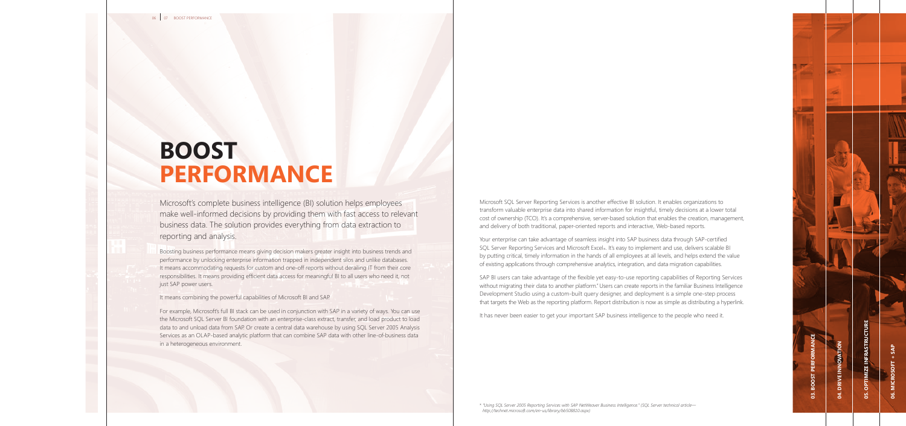# BOOST PERFORMANCE

Microsoft's complete business intelligence (BI) solution helps employees make well-informed decisions by providing them with fast access to relevant business data. The solution provides everything from data extraction to reporting and analysis.

Boosting business performance means giving decision makers greater insight into business trends and performance by unlocking enterprise information trapped in independent silos and unlike databases. It means accommodating requests for custom and one-off reports without derailing IT from their core responsibilities. It means providing efficient data access for meaningful BI to all users who need it, not just SAP power users.

It means combining the powerful capabilities of Microsoft BI and SAP.

For example, Microsoft's full BI stack can be used in conjunction with SAP in a variety of ways. You can use the Microsoft SQL Server BI foundation with an enterprise-class extract, transfer, and load product to load data to and unload data from SAP. Or create a central data warehouse by using SQL Server 2005 Analysis Services as an OLAP-based analytic platform that can combine SAP data with other line-of-business data in a heterogeneous environment.

Microsoft SQL Server Reporting Services is another effective BI solution. It enables organizations to transform valuable enterprise data into shared information for insightful, timely decisions at a lower total cost of ownership (TCO). It's a comprehensive, server-based solution that enables the creation, management, and delivery of both traditional, paper-oriented reports and interactive, Web-based reports.

Your enterprise can take advantage of seamless insight into SAP business data through SAP-certified SQL Server Reporting Services and Microsoft Excel®. It's easy to implement and use, delivers scalable BI by putting critical, timely information in the hands of all employees at all levels, and helps extend the value of existing applications through comprehensive analytics, integration, and data migration capabilities.

SAP BI users can take advantage of the flexible yet easy-to-use reporting capabilities of Reporting Services without migrating their data to another platform.* Users can create reports in the familiar Business Intelligence Development Studio using a custom-built query designer, and deployment is a simple one-step process that targets the Web as the reporting platform. Report distribution is now as simple as distributing a hyperlink.

It has never been easier to get your important SAP business intelligence to the people who need it.

*\* "Using SQL Server 2005 Reporting Services with SAP NetWeaver Business Intelligence." (SQL Server technical article—http://technet.microsoft.com/en-us/library/bb508810.aspx)*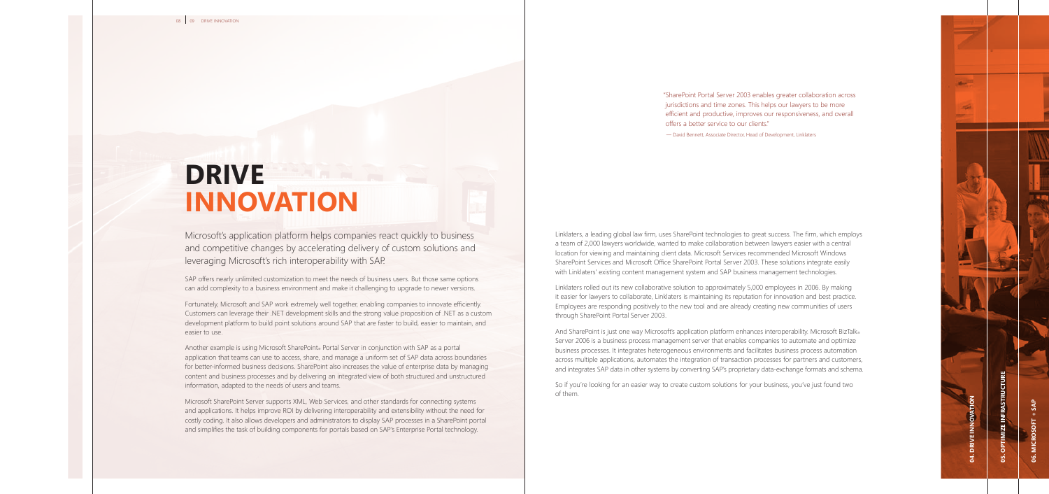# DRIVE INNOVATION

Microsoft's application platform helps companies react quickly to business and competitive changes by accelerating delivery of custom solutions and leveraging Microsoft's rich interoperability with SAP.

SAP offers nearly unlimited customization to meet the needs of business users. But those same options can add complexity to a business environment and make it challenging to upgrade to newer versions.

Fortunately, Microsoft and SAP work extremely well together, enabling companies to innovate efficiently. Customers can leverage their .NET development skills and the strong value proposition of .NET as a custom development platform to build point solutions around SAP that are faster to build, easier to maintain, and easier to use.

Another example is using Microsoft SharePoint® Portal Server in conjunction with SAP as a portal application that teams can use to access, share, and manage a uniform set of SAP data across boundaries for better-informed business decisions. SharePoint also increases the value of enterprise data by managing content and business processes and by delivering an integrated view of both structured and unstructured information, adapted to the needs of users and teams.

Microsoft SharePoint Server supports XML, Web Services, and other standards for connecting systems and applications. It helps improve ROI by delivering interoperability and extensibility without the need for costly coding. It also allows developers and administrators to display SAP processes in a SharePoint portal and simplifies the task of building components for portals based on SAP's Enterprise Portal technology.

"SharePoint Portal Server 2003 enables greater collaboration across jurisdictions and time zones. This helps our lawyers to be more efficient and productive, improves our responsiveness, and overall offers a better service to our clients."

— David Bennett, Associate Director, Head of Development, Linklaters

Linklaters, a leading global law firm, uses SharePoint technologies to great success. The firm, which employs a team of 2,000 lawyers worldwide, wanted to make collaboration between lawyers easier with a central location for viewing and maintaining client data. Microsoft Services recommended Microsoft Windows SharePoint Services and Microsoft Office SharePoint Portal Server 2003. These solutions integrate easily with Linklaters' existing content management system and SAP business management technologies.

Linklaters rolled out its new collaborative solution to approximately 5,000 employees in 2006. By making it easier for lawyers to collaborate, Linklaters is maintaining its reputation for innovation and best practice. Employees are responding positively to the new tool and are already creating new communities of users through SharePoint Portal Server 2003.

And SharePoint is just one way Microsoft's application platform enhances interoperability. Microsoft BizTalk® Server 2006 is a business process management server that enables companies to automate and optimize business processes. It integrates heterogeneous environments and facilitates business process automation across multiple applications, automates the integration of transaction processes for partners and customers, and integrates SAP data in other systems by converting SAP's proprietary data-exchange formats and schema.

So if you're looking for an easier way to create custom solutions for your business, you've just found two of them.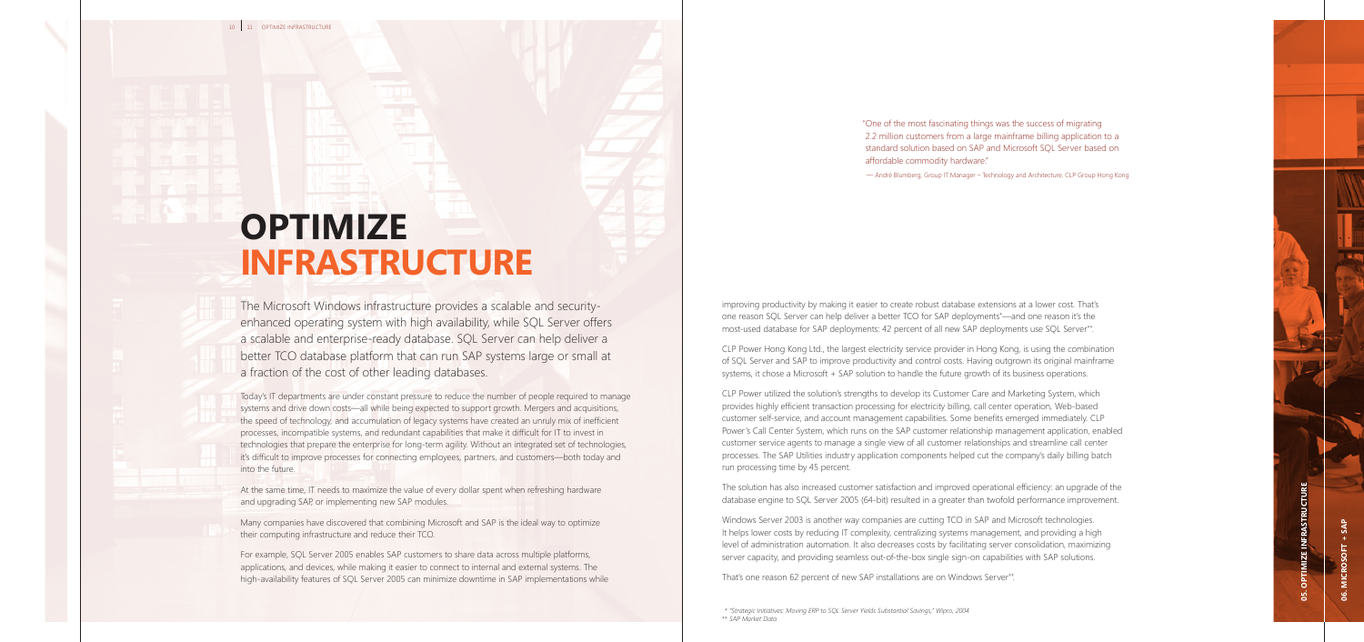# OPTIMIZE INFRASTRUCTURE

The Microsoft Windows infrastructure provides a scalable and security-enhanced operating system with high availability, while SQL Server offers a scalable and enterprise-ready database. SQL Server can help deliver a better TCO database platform that can run SAP systems large or small at a fraction of the cost of other leading databases.

Today's IT departments are under constant pressure to reduce the number of people required to manage systems and drive down costs—all while being expected to support growth. Mergers and acquisitions, the speed of technology, and accumulation of legacy systems have created an unruly mix of inefficient processes, incompatible systems, and redundant capabilities that make it difficult for IT to invest in technologies that prepare the enterprise for long-term agility. Without an integrated set of technologies, it's difficult to improve processes for connecting employees, partners, and customers—both today and into the future.

At the same time, IT needs to maximize the value of every dollar spent when refreshing hardware and upgrading SAP, or implementing new SAP modules.

Many companies have discovered that combining Microsoft and SAP is the ideal way to optimize their computing infrastructure and reduce their TCO.

For example, SQL Server 2005 enables SAP customers to share data across multiple platforms, applications, and devices, while making it easier to connect to internal and external systems. The high-availability features of SQL Server 2005 can minimize downtime in SAP implementations while improving productivity by making it easier to create robust database extensions at a lower cost. That's one reason SQL Server can help deliver a better TCO for SAP deployments*—and one reason it's the most-used database for SAP deployments: 42 percent of all new SAP deployments use SQL Server**.

> "One of the most fascinating things was the success of migrating 2.2 million customers from a large mainframe billing application to a standard solution based on SAP and Microsoft SQL Server based on affordable commodity hardware."
>
> — André Blumberg, Group IT Manager – Technology and Architecture, CLP Group Hong Kong

CLP Power Hong Kong Ltd., the largest electricity service provider in Hong Kong, is using the combination of SQL Server and SAP to improve productivity and control costs. Having outgrown its original mainframe systems, it chose a Microsoft + SAP solution to handle the future growth of its business operations.

CLP Power utilized the solution's strengths to develop its Customer Care and Marketing System, which provides highly efficient transaction processing for electricity billing, call center operation, Web-based customer self-service, and account management capabilities. Some benefits emerged immediately. CLP Power's Call Center System, which runs on the SAP customer relationship management application, enabled customer service agents to manage a single view of all customer relationships and streamline call center processes. The SAP Utilities industry application components helped cut the company's daily billing batch run processing time by 45 percent.

The solution has also increased customer satisfaction and improved operational efficiency: an upgrade of the database engine to SQL Server 2005 (64-bit) resulted in a greater than twofold performance improvement.

Windows Server 2003 is another way companies are cutting TCO in SAP and Microsoft technologies. It helps lower costs by reducing IT complexity, centralizing systems management, and providing a high level of administration automation. It also decreases costs by facilitating server consolidation, maximizing server capacity, and providing seamless out-of-the-box single sign-on capabilities with SAP solutions.

That's one reason 62 percent of new SAP installations are on Windows Server**.

*"Strategic Initiatives: Moving ERP to SQL Server Yields Substantial Savings," Wipro, 2004

** SAP Market Data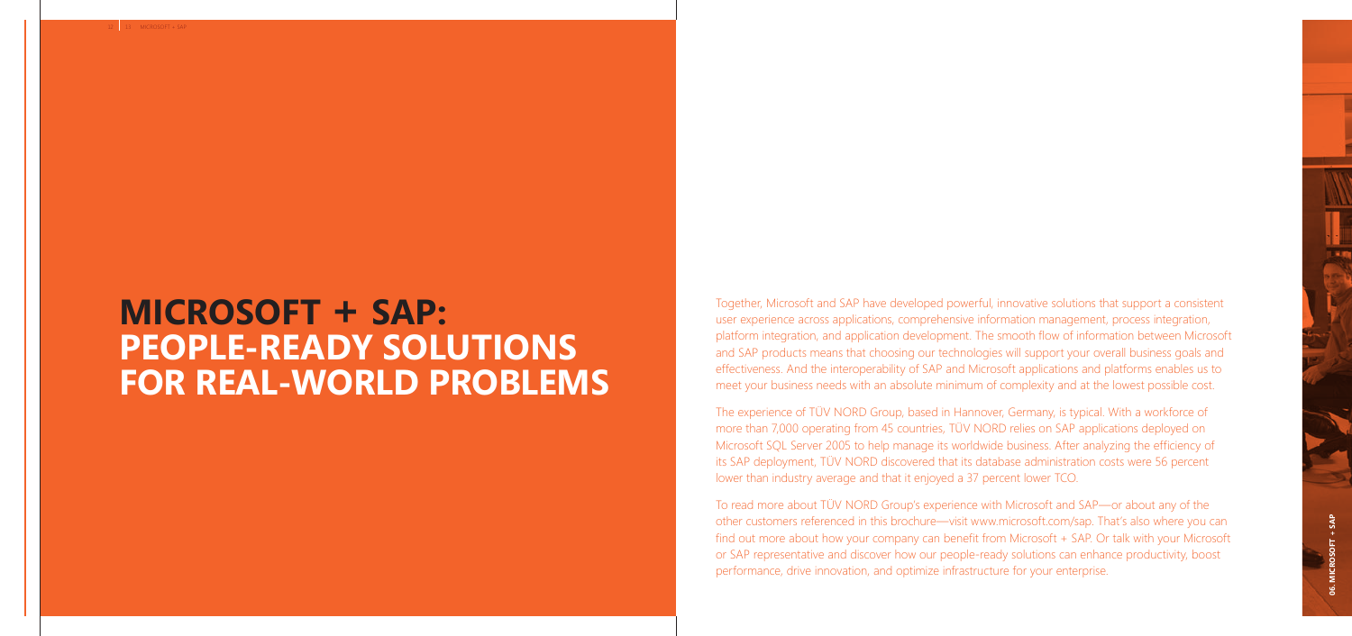# MICROSOFT + SAP: PEOPLE-READY SOLUTIONS FOR REAL-WORLD PROBLEMS

Together, Microsoft and SAP have developed powerful, innovative solutions that support a consistent user experience across applications, comprehensive information management, process integration, platform integration, and application development. The smooth flow of information between Microsoft and SAP products means that choosing our technologies will support your overall business goals and effectiveness. And the interoperability of SAP and Microsoft applications and platforms enables us to meet your business needs with an absolute minimum of complexity and at the lowest possible cost.

The experience of TÜV NORD Group, based in Hannover, Germany, is typical. With a workforce of more than 7,000 operating from 45 countries, TÜV NORD relies on SAP applications deployed on Microsoft SQL Server 2005 to help manage its worldwide business. After analyzing the efficiency of its SAP deployment, TÜV NORD discovered that its database administration costs were 56 percent lower than industry average and that it enjoyed a 37 percent lower TCO.

To read more about TÜV NORD Group's experience with Microsoft and SAP—or about any of the other customers referenced in this brochure—visit www.microsoft.com/sap. That's also where you can find out more about how your company can benefit from Microsoft + SAP. Or talk with your Microsoft or SAP representative and discover how our people-ready solutions can enhance productivity, boost performance, drive innovation, and optimize infrastructure for your enterprise.